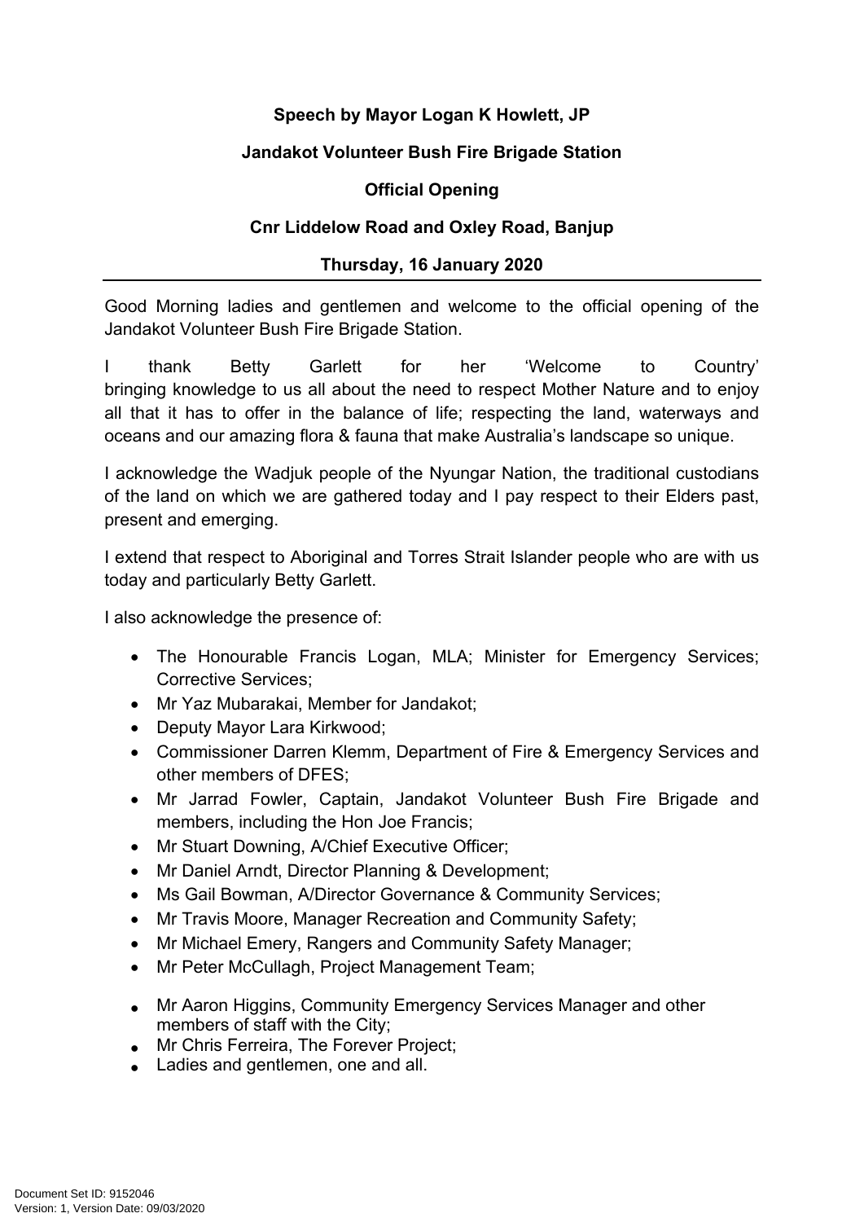**Speech by Mayor Logan K Howlett, JP**

**Jandakot Volunteer Bush Fire Brigade Station**

**Official Opening**

**Cnr Liddelow Road and Oxley Road, Banjup**

**Thursday, 16 January 2020**

---

Good Morning ladies and gentlemen and welcome to the official opening of the Jandakot Volunteer Bush Fire Brigade Station.

I thank Betty Garlett for her 'Welcome to Country' bringing knowledge to us all about the need to respect Mother Nature and to enjoy all that it has to offer in the balance of life; respecting the land, waterways and oceans and our amazing flora & fauna that make Australia's landscape so unique.

I acknowledge the Wadjuk people of the Nyungar Nation, the traditional custodians of the land on which we are gathered today and I pay respect to their Elders past, present and emerging.

I extend that respect to Aboriginal and Torres Strait Islander people who are with us today and particularly Betty Garlett.

I also acknowledge the presence of:

- The Honourable Francis Logan, MLA; Minister for Emergency Services; Corrective Services;
- Mr Yaz Mubarakai, Member for Jandakot;
- Deputy Mayor Lara Kirkwood;
- Commissioner Darren Klemm, Department of Fire & Emergency Services and other members of DFES;
- Mr Jarrad Fowler, Captain, Jandakot Volunteer Bush Fire Brigade and members, including the Hon Joe Francis;
- Mr Stuart Downing, A/Chief Executive Officer;
- Mr Daniel Arndt, Director Planning & Development;
- Ms Gail Bowman, A/Director Governance & Community Services;
- Mr Travis Moore, Manager Recreation and Community Safety;
- Mr Michael Emery, Rangers and Community Safety Manager;
- Mr Peter McCullagh, Project Management Team;
- Mr Aaron Higgins, Community Emergency Services Manager and other members of staff with the City;
- Mr Chris Ferreira, The Forever Project;
- Ladies and gentlemen, one and all.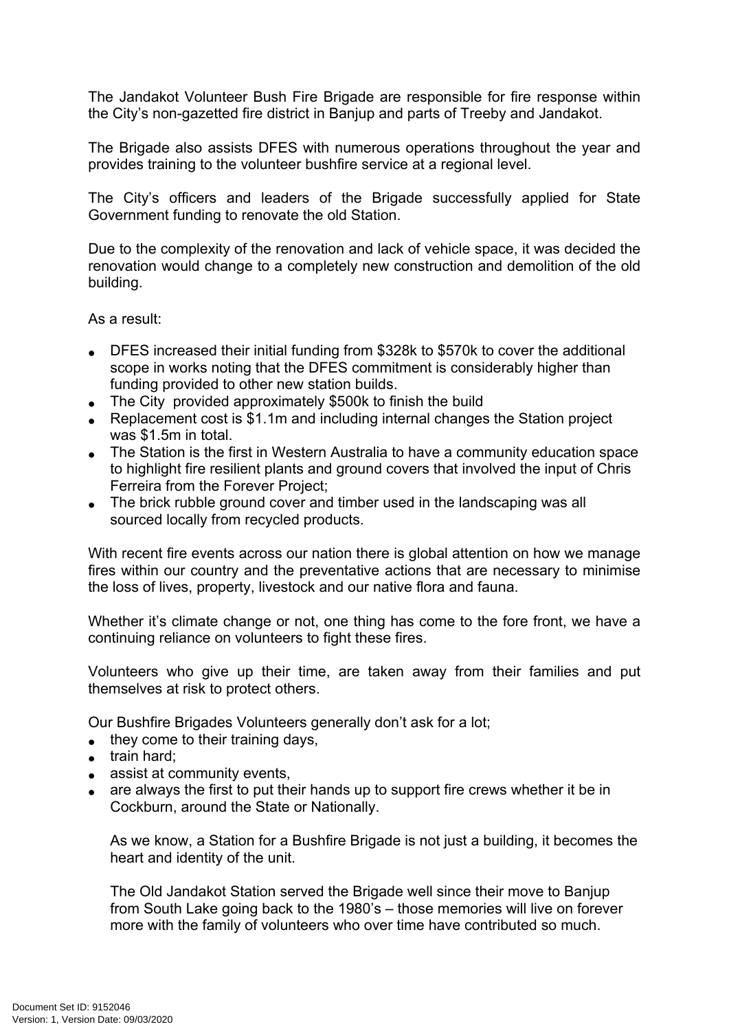The Jandakot Volunteer Bush Fire Brigade are responsible for fire response within the City's non-gazetted fire district in Banjup and parts of Treeby and Jandakot.

The Brigade also assists DFES with numerous operations throughout the year and provides training to the volunteer bushfire service at a regional level.

The City's officers and leaders of the Brigade successfully applied for State Government funding to renovate the old Station.

Due to the complexity of the renovation and lack of vehicle space, it was decided the renovation would change to a completely new construction and demolition of the old building.

As a result:

- DFES increased their initial funding from $328k to $570k to cover the additional scope in works noting that the DFES commitment is considerably higher than funding provided to other new station builds.
- The City provided approximately $500k to finish the build
- Replacement cost is $1.1m and including internal changes the Station project was $1.5m in total.
- The Station is the first in Western Australia to have a community education space to highlight fire resilient plants and ground covers that involved the input of Chris Ferreira from the Forever Project;
- The brick rubble ground cover and timber used in the landscaping was all sourced locally from recycled products.

With recent fire events across our nation there is global attention on how we manage fires within our country and the preventative actions that are necessary to minimise the loss of lives, property, livestock and our native flora and fauna.

Whether it's climate change or not, one thing has come to the fore front, we have a continuing reliance on volunteers to fight these fires.

Volunteers who give up their time, are taken away from their families and put themselves at risk to protect others.

Our Bushfire Brigades Volunteers generally don't ask for a lot;

- they come to their training days,
- train hard;
- assist at community events,
- are always the first to put their hands up to support fire crews whether it be in Cockburn, around the State or Nationally.

  As we know, a Station for a Bushfire Brigade is not just a building, it becomes the heart and identity of the unit.

  The Old Jandakot Station served the Brigade well since their move to Banjup from South Lake going back to the 1980's – those memories will live on forever more with the family of volunteers who over time have contributed so much.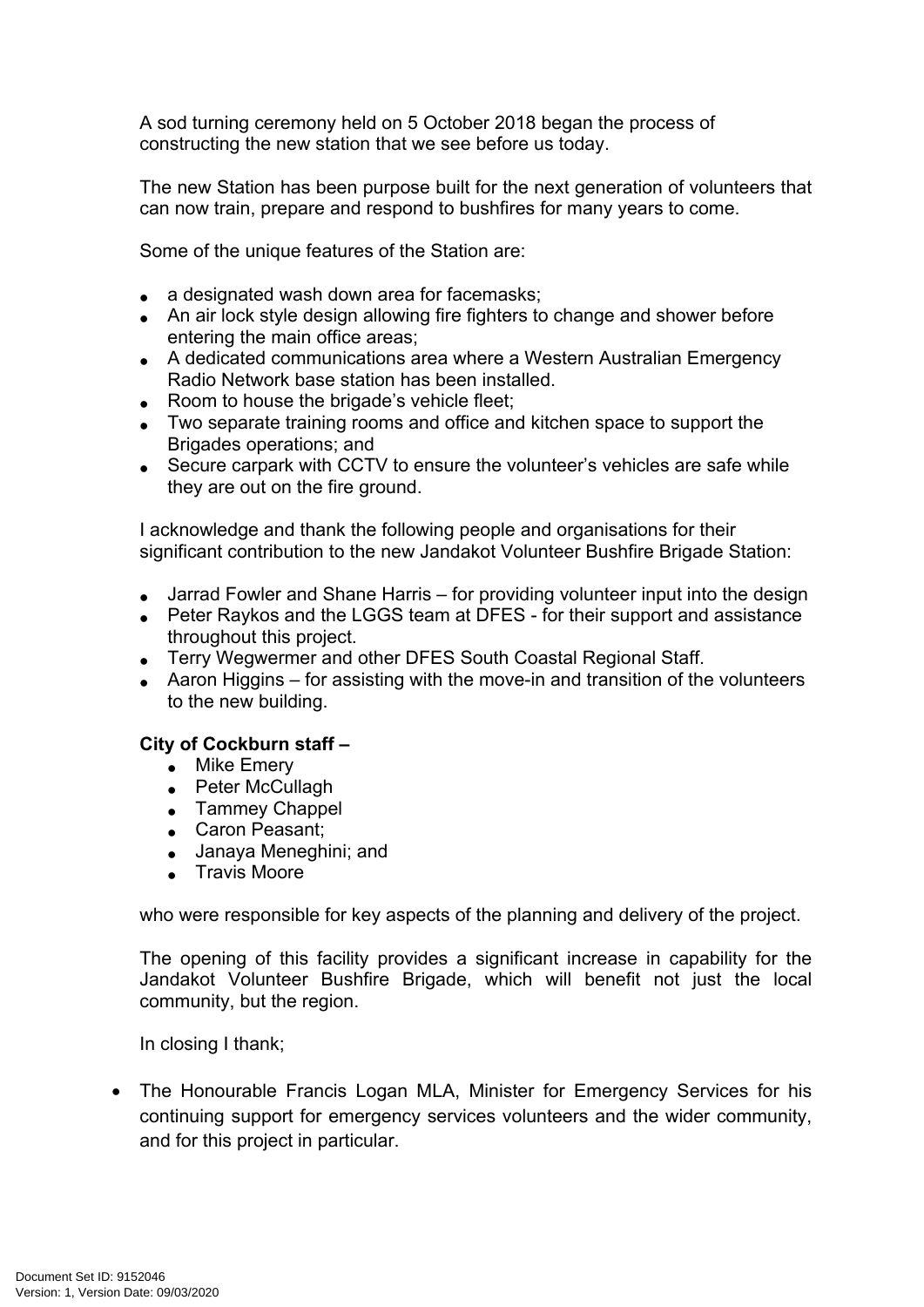A sod turning ceremony held on 5 October 2018 began the process of constructing the new station that we see before us today.

The new Station has been purpose built for the next generation of volunteers that can now train, prepare and respond to bushfires for many years to come.

Some of the unique features of the Station are:

- a designated wash down area for facemasks;
- An air lock style design allowing fire fighters to change and shower before entering the main office areas;
- A dedicated communications area where a Western Australian Emergency Radio Network base station has been installed.
- Room to house the brigade's vehicle fleet;
- Two separate training rooms and office and kitchen space to support the Brigades operations; and
- Secure carpark with CCTV to ensure the volunteer's vehicles are safe while they are out on the fire ground.

I acknowledge and thank the following people and organisations for their significant contribution to the new Jandakot Volunteer Bushfire Brigade Station:

- Jarrad Fowler and Shane Harris – for providing volunteer input into the design
- Peter Raykos and the LGGS team at DFES - for their support and assistance throughout this project.
- Terry Wegwermer and other DFES South Coastal Regional Staff.
- Aaron Higgins – for assisting with the move-in and transition of the volunteers to the new building.

**City of Cockburn staff –**

- Mike Emery
- Peter McCullagh
- Tammey Chappel
- Caron Peasant;
- Janaya Meneghini; and
- Travis Moore

who were responsible for key aspects of the planning and delivery of the project.

The opening of this facility provides a significant increase in capability for the Jandakot Volunteer Bushfire Brigade, which will benefit not just the local community, but the region.

In closing I thank;

- The Honourable Francis Logan MLA, Minister for Emergency Services for his continuing support for emergency services volunteers and the wider community, and for this project in particular.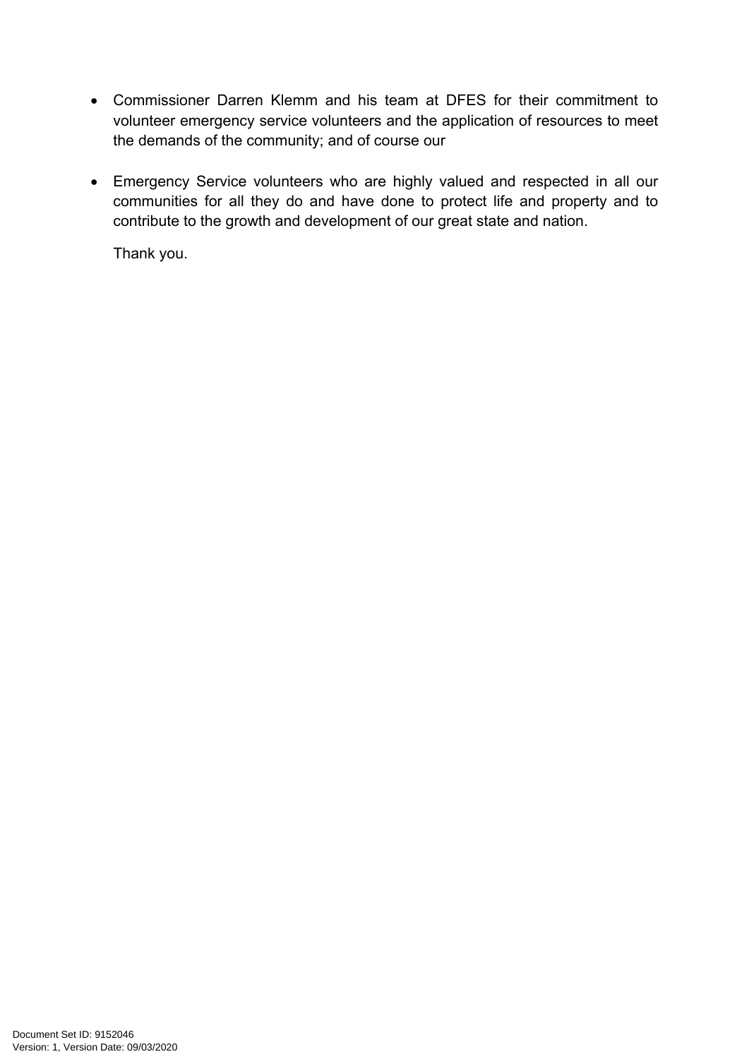- Commissioner Darren Klemm and his team at DFES for their commitment to volunteer emergency service volunteers and the application of resources to meet the demands of the community; and of course our

- Emergency Service volunteers who are highly valued and respected in all our communities for all they do and have done to protect life and property and to contribute to the growth and development of our great state and nation.

  Thank you.